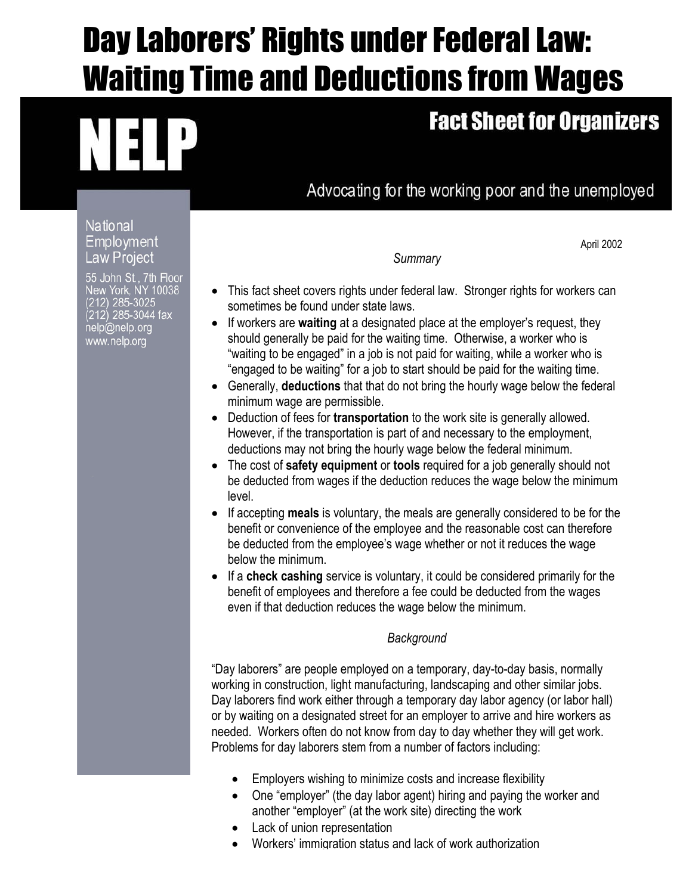# Day Laborers' Rights under Federal Law: Waiting Time and Deductions from Wages

**NELP**

## Fact Sheet for Organizers

Advocating for the working poor and the unemployed

National Employment Law Project
55 John St., 7th Floor
New York, NY 10038
(212) 285-3025
(212) 285-3044 fax
nelp@nelp.org
www.nelp.org

April 2002

*Summary*

- This fact sheet covers rights under federal law. Stronger rights for workers can sometimes be found under state laws.
- If workers are **waiting** at a designated place at the employer's request, they should generally be paid for the waiting time. Otherwise, a worker who is "waiting to be engaged" in a job is not paid for waiting, while a worker who is "engaged to be waiting" for a job to start should be paid for the waiting time.
- Generally, **deductions** that that do not bring the hourly wage below the federal minimum wage are permissible.
- Deduction of fees for **transportation** to the work site is generally allowed. However, if the transportation is part of and necessary to the employment, deductions may not bring the hourly wage below the federal minimum.
- The cost of **safety equipment** or **tools** required for a job generally should not be deducted from wages if the deduction reduces the wage below the minimum level.
- If accepting **meals** is voluntary, the meals are generally considered to be for the benefit or convenience of the employee and the reasonable cost can therefore be deducted from the employee's wage whether or not it reduces the wage below the minimum.
- If a **check cashing** service is voluntary, it could be considered primarily for the benefit of employees and therefore a fee could be deducted from the wages even if that deduction reduces the wage below the minimum.

*Background*

"Day laborers" are people employed on a temporary, day-to-day basis, normally working in construction, light manufacturing, landscaping and other similar jobs. Day laborers find work either through a temporary day labor agency (or labor hall) or by waiting on a designated street for an employer to arrive and hire workers as needed. Workers often do not know from day to day whether they will get work. Problems for day laborers stem from a number of factors including:

- Employers wishing to minimize costs and increase flexibility
- One "employer" (the day labor agent) hiring and paying the worker and another "employer" (at the work site) directing the work
- Lack of union representation
- Workers' immigration status and lack of work authorization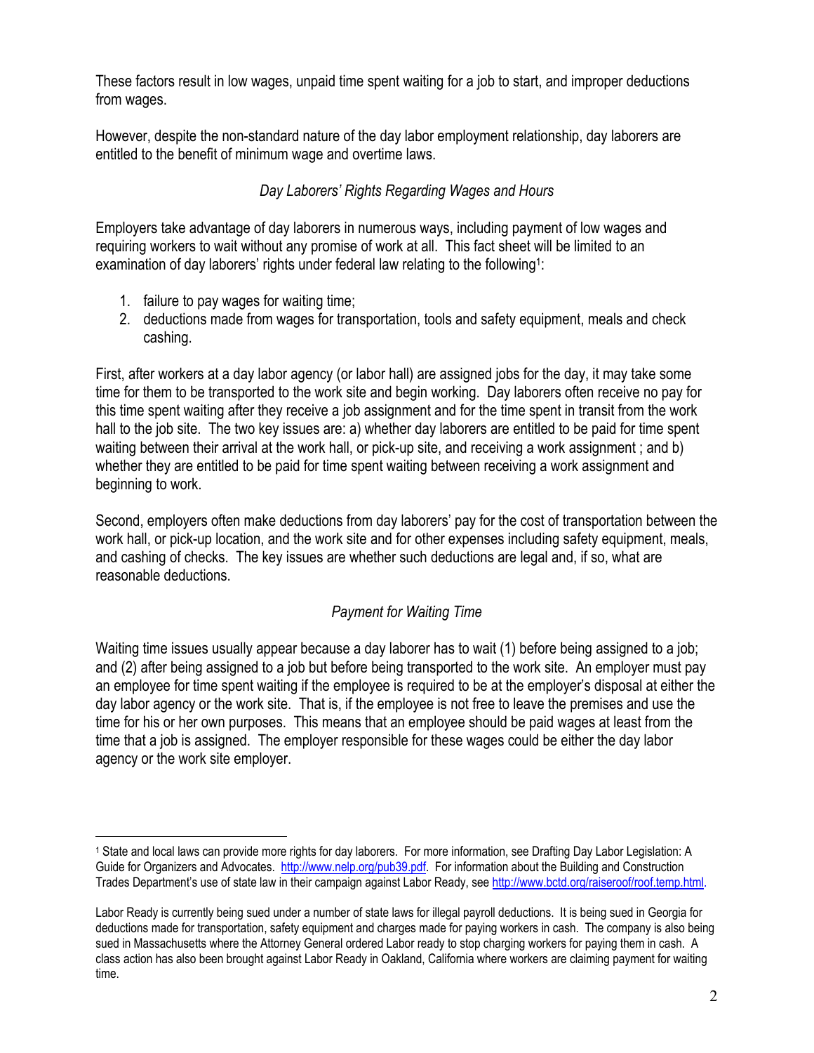These factors result in low wages, unpaid time spent waiting for a job to start, and improper deductions from wages.

However, despite the non-standard nature of the day labor employment relationship, day laborers are entitled to the benefit of minimum wage and overtime laws.

*Day Laborers' Rights Regarding Wages and Hours*

Employers take advantage of day laborers in numerous ways, including payment of low wages and requiring workers to wait without any promise of work at all. This fact sheet will be limited to an examination of day laborers' rights under federal law relating to the following[1]:

1. failure to pay wages for waiting time;
2. deductions made from wages for transportation, tools and safety equipment, meals and check cashing.

First, after workers at a day labor agency (or labor hall) are assigned jobs for the day, it may take some time for them to be transported to the work site and begin working. Day laborers often receive no pay for this time spent waiting after they receive a job assignment and for the time spent in transit from the work hall to the job site. The two key issues are: a) whether day laborers are entitled to be paid for time spent waiting between their arrival at the work hall, or pick-up site, and receiving a work assignment ; and b) whether they are entitled to be paid for time spent waiting between receiving a work assignment and beginning to work.

Second, employers often make deductions from day laborers' pay for the cost of transportation between the work hall, or pick-up location, and the work site and for other expenses including safety equipment, meals, and cashing of checks. The key issues are whether such deductions are legal and, if so, what are reasonable deductions.

*Payment for Waiting Time*

Waiting time issues usually appear because a day laborer has to wait (1) before being assigned to a job; and (2) after being assigned to a job but before being transported to the work site. An employer must pay an employee for time spent waiting if the employee is required to be at the employer's disposal at either the day labor agency or the work site. That is, if the employee is not free to leave the premises and use the time for his or her own purposes. This means that an employee should be paid wages at least from the time that a job is assigned. The employer responsible for these wages could be either the day labor agency or the work site employer.

---

[1] State and local laws can provide more rights for day laborers. For more information, see Drafting Day Labor Legislation: A Guide for Organizers and Advocates. http://www.nelp.org/pub39.pdf. For information about the Building and Construction Trades Department's use of state law in their campaign against Labor Ready, see http://www.bctd.org/raiseroof/roof.temp.html.

Labor Ready is currently being sued under a number of state laws for illegal payroll deductions. It is being sued in Georgia for deductions made for transportation, safety equipment and charges made for paying workers in cash. The company is also being sued in Massachusetts where the Attorney General ordered Labor ready to stop charging workers for paying them in cash. A class action has also been brought against Labor Ready in Oakland, California where workers are claiming payment for waiting time.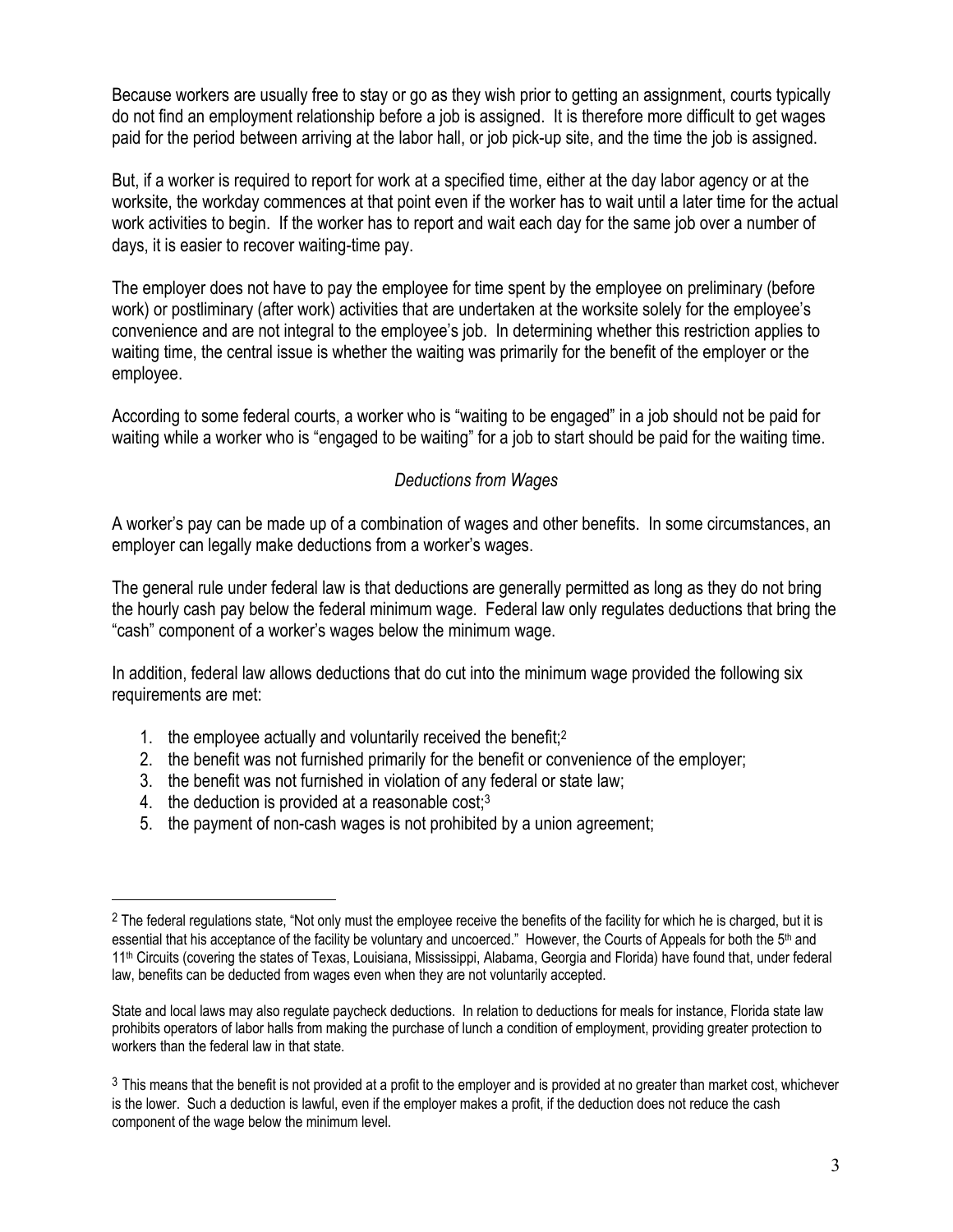Because workers are usually free to stay or go as they wish prior to getting an assignment, courts typically do not find an employment relationship before a job is assigned. It is therefore more difficult to get wages paid for the period between arriving at the labor hall, or job pick-up site, and the time the job is assigned.

But, if a worker is required to report for work at a specified time, either at the day labor agency or at the worksite, the workday commences at that point even if the worker has to wait until a later time for the actual work activities to begin. If the worker has to report and wait each day for the same job over a number of days, it is easier to recover waiting-time pay.

The employer does not have to pay the employee for time spent by the employee on preliminary (before work) or postliminary (after work) activities that are undertaken at the worksite solely for the employee's convenience and are not integral to the employee's job. In determining whether this restriction applies to waiting time, the central issue is whether the waiting was primarily for the benefit of the employer or the employee.

According to some federal courts, a worker who is "waiting to be engaged" in a job should not be paid for waiting while a worker who is "engaged to be waiting" for a job to start should be paid for the waiting time.

*Deductions from Wages*

A worker's pay can be made up of a combination of wages and other benefits. In some circumstances, an employer can legally make deductions from a worker's wages.

The general rule under federal law is that deductions are generally permitted as long as they do not bring the hourly cash pay below the federal minimum wage. Federal law only regulates deductions that bring the "cash" component of a worker's wages below the minimum wage.

In addition, federal law allows deductions that do cut into the minimum wage provided the following six requirements are met:

1. the employee actually and voluntarily received the benefit;[2]
2. the benefit was not furnished primarily for the benefit or convenience of the employer;
3. the benefit was not furnished in violation of any federal or state law;
4. the deduction is provided at a reasonable cost;[3]
5. the payment of non-cash wages is not prohibited by a union agreement;

---

[2] The federal regulations state, "Not only must the employee receive the benefits of the facility for which he is charged, but it is essential that his acceptance of the facility be voluntary and uncoerced." However, the Courts of Appeals for both the 5th and 11th Circuits (covering the states of Texas, Louisiana, Mississippi, Alabama, Georgia and Florida) have found that, under federal law, benefits can be deducted from wages even when they are not voluntarily accepted.

State and local laws may also regulate paycheck deductions. In relation to deductions for meals for instance, Florida state law prohibits operators of labor halls from making the purchase of lunch a condition of employment, providing greater protection to workers than the federal law in that state.

[3] This means that the benefit is not provided at a profit to the employer and is provided at no greater than market cost, whichever is the lower. Such a deduction is lawful, even if the employer makes a profit, if the deduction does not reduce the cash component of the wage below the minimum level.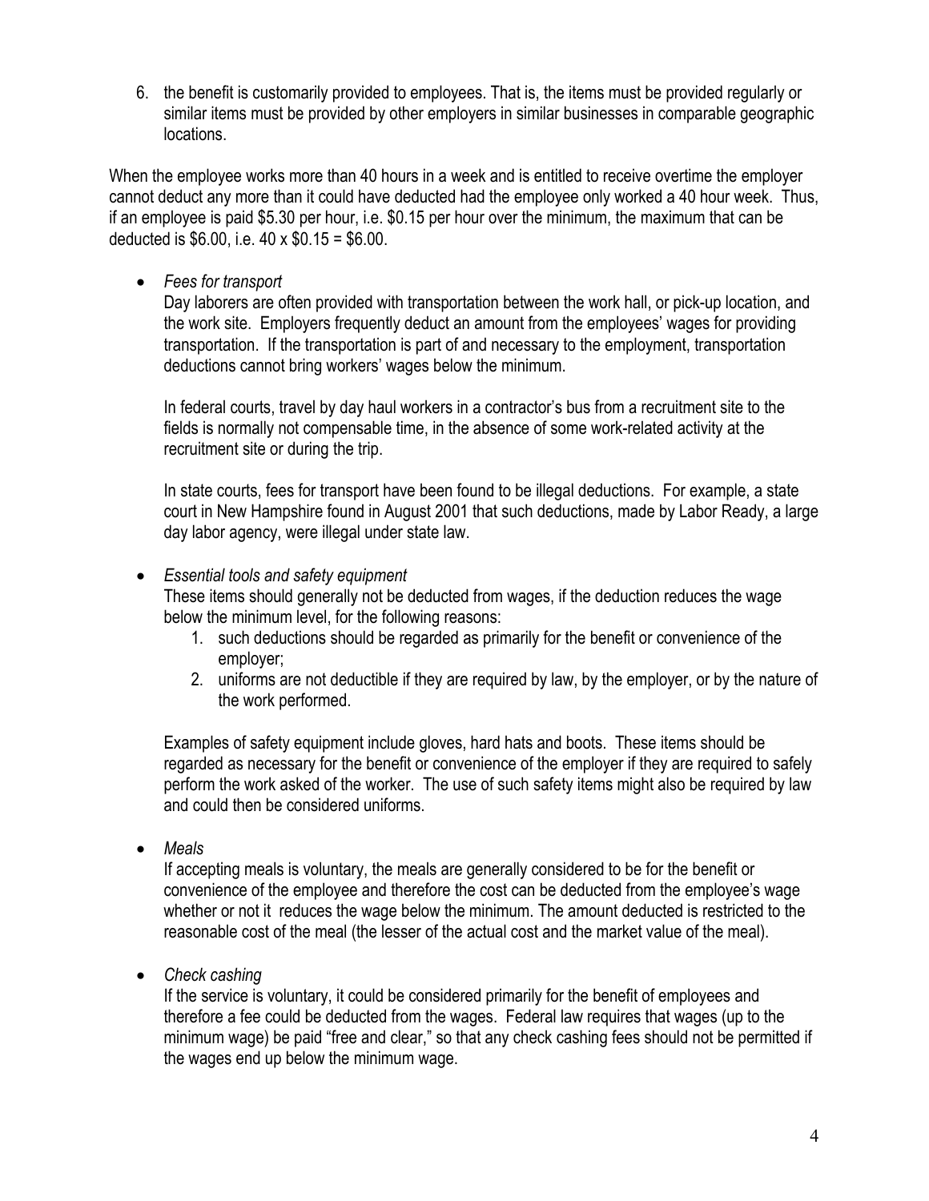6. the benefit is customarily provided to employees. That is, the items must be provided regularly or similar items must be provided by other employers in similar businesses in comparable geographic locations.

When the employee works more than 40 hours in a week and is entitled to receive overtime the employer cannot deduct any more than it could have deducted had the employee only worked a 40 hour week. Thus, if an employee is paid $5.30 per hour, i.e. $0.15 per hour over the minimum, the maximum that can be deducted is $6.00, i.e. 40 x $0.15 = $6.00.

- *Fees for transport*

  Day laborers are often provided with transportation between the work hall, or pick-up location, and the work site. Employers frequently deduct an amount from the employees' wages for providing transportation. If the transportation is part of and necessary to the employment, transportation deductions cannot bring workers' wages below the minimum.

  In federal courts, travel by day haul workers in a contractor's bus from a recruitment site to the fields is normally not compensable time, in the absence of some work-related activity at the recruitment site or during the trip.

  In state courts, fees for transport have been found to be illegal deductions. For example, a state court in New Hampshire found in August 2001 that such deductions, made by Labor Ready, a large day labor agency, were illegal under state law.

- *Essential tools and safety equipment*

  These items should generally not be deducted from wages, if the deduction reduces the wage below the minimum level, for the following reasons:
  1. such deductions should be regarded as primarily for the benefit or convenience of the employer;
  2. uniforms are not deductible if they are required by law, by the employer, or by the nature of the work performed.

  Examples of safety equipment include gloves, hard hats and boots. These items should be regarded as necessary for the benefit or convenience of the employer if they are required to safely perform the work asked of the worker. The use of such safety items might also be required by law and could then be considered uniforms.

- *Meals*

  If accepting meals is voluntary, the meals are generally considered to be for the benefit or convenience of the employee and therefore the cost can be deducted from the employee's wage whether or not it reduces the wage below the minimum. The amount deducted is restricted to the reasonable cost of the meal (the lesser of the actual cost and the market value of the meal).

- *Check cashing*

  If the service is voluntary, it could be considered primarily for the benefit of employees and therefore a fee could be deducted from the wages. Federal law requires that wages (up to the minimum wage) be paid "free and clear," so that any check cashing fees should not be permitted if the wages end up below the minimum wage.